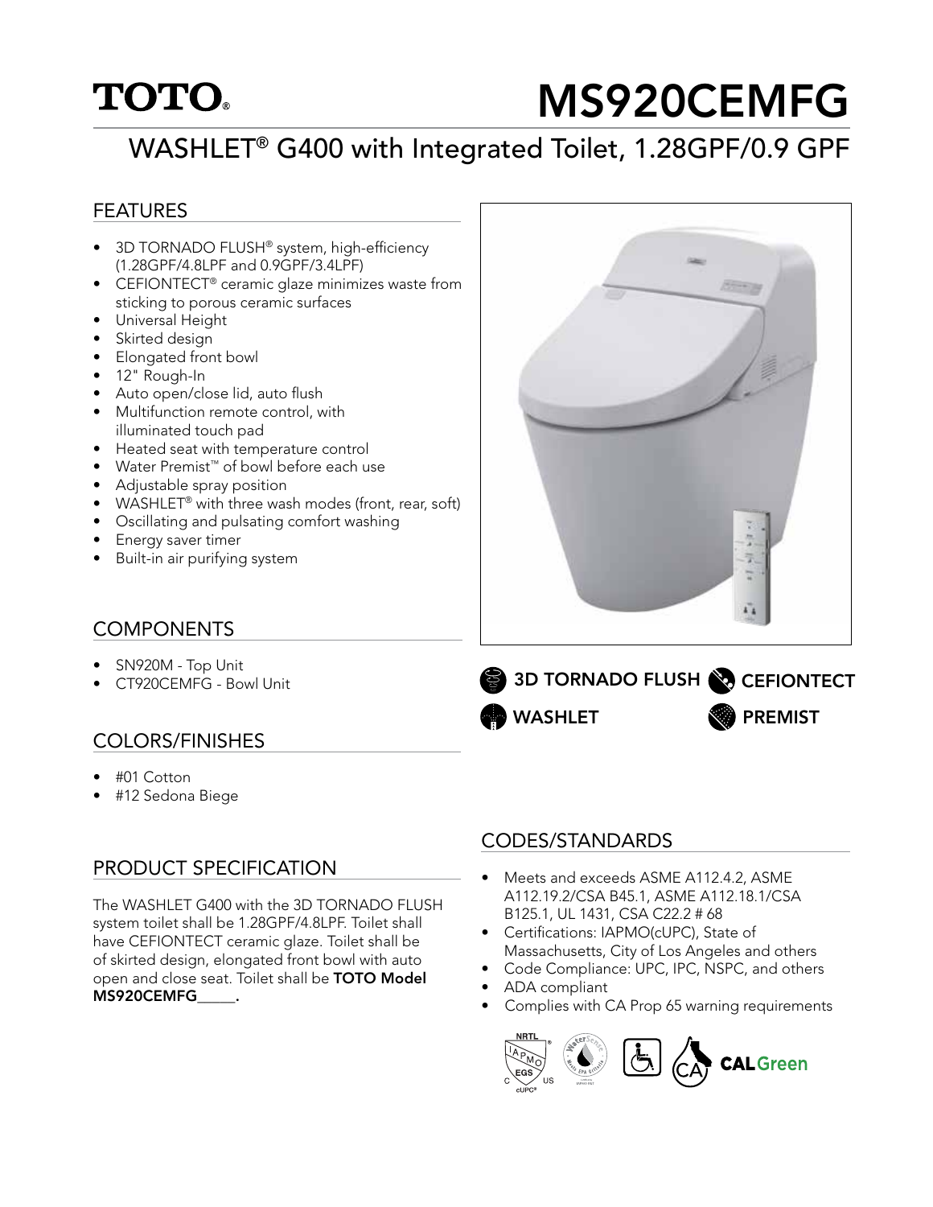# TOTO®

# MS920CEMFG

## WASHLET® G400 with Integrated Toilet, 1.28GPF/0.9 GPF

### FEATURES

- 3D TORNADO FLUSH® system, high-efficiency (1.28GPF/4.8LPF and 0.9GPF/3.4LPF)
- CEFIONTECT® ceramic glaze minimizes waste from sticking to porous ceramic surfaces
- Universal Height
- Skirted design
- Elongated front bowl
- 12" Rough-In
- Auto open/close lid, auto flush
- Multifunction remote control, with illuminated touch pad
- Heated seat with temperature control
- Water Premist™ of bowl before each use
- Adjustable spray position
- WASHLET® with three wash modes (front, rear, soft)
- Oscillating and pulsating comfort washing
- Energy saver timer
- Built-in air purifying system

3D TORNADO FLUSH CEFIONTECT WASHLET PREMIST

### COMPONENTS

- SN920M - Top Unit
- CT920CEMFG - Bowl Unit

### COLORS/FINISHES

- #01 Cotton
- #12 Sedona Biege

### PRODUCT SPECIFICATION

The WASHLET G400 with the 3D TORNADO FLUSH system toilet shall be 1.28GPF/4.8LPF. Toilet shall have CEFIONTECT ceramic glaze. Toilet shall be of skirted design, elongated front bowl with auto open and close seat. Toilet shall be **TOTO Model MS920CEMFG_____.**

### CODES/STANDARDS

- Meets and exceeds ASME A112.4.2, ASME A112.19.2/CSA B45.1, ASME A112.18.1/CSA B125.1, UL 1431, CSA C22.2 # 68
- Certifications: IAPMO(cUPC), State of Massachusetts, City of Los Angeles and others
- Code Compliance: UPC, IPC, NSPC, and others
- ADA compliant
- Complies with CA Prop 65 warning requirements

CALGreen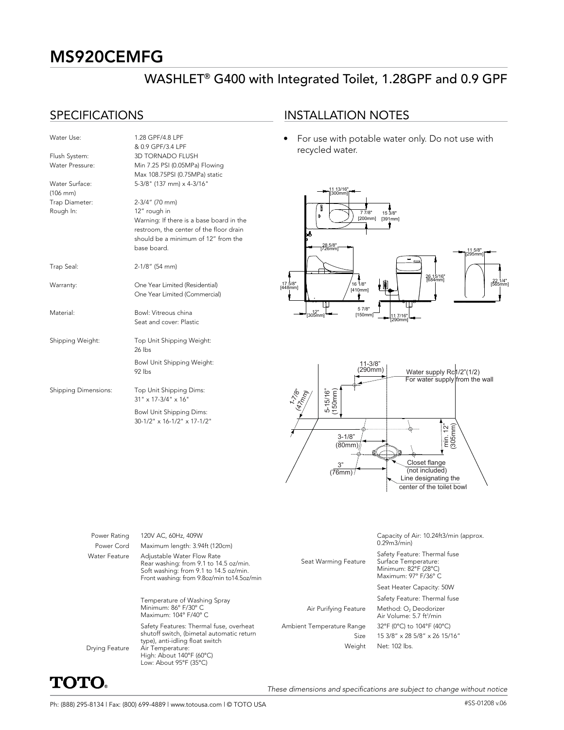# MS920CEMFG

## WASHLET® G400 with Integrated Toilet, 1.28GPF and 0.9 GPF

## SPECIFICATIONS

| | |
|---|---|
| Water Use: | 1.28 GPF/4.8 LPF & 0.9 GPF/3.4 LPF |
| Flush System: | 3D TORNADO FLUSH |
| Water Pressure: | Min 7.25 PSI (0.05MPa) Flowing Max 108.75PSI (0.75MPa) static |
| Water Surface: | 5-3/8" (137 mm) x 4-3/16" (106 mm) |
| Trap Diameter: | 2-3/4" (70 mm) |
| Rough In: | 12" rough in Warning: If there is a base board in the restroom, the center of the floor drain should be a minimum of 12" from the base board. |
| Trap Seal: | 2-1/8" (54 mm) |
| Warranty: | One Year Limited (Residential) One Year Limited (Commercial) |
| Material: | Bowl: Vitreous china Seat and cover: Plastic |
| Shipping Weight: | Top Unit Shipping Weight: 26 lbs Bowl Unit Shipping Weight: 92 lbs |
| Shipping Dimensions: | Top Unit Shipping Dims: 31" x 17-3/4" x 16" Bowl Unit Shipping Dims: 30-1/2" x 16-1/2" x 17-1/2" |

## INSTALLATION NOTES

- For use with potable water only. Do not use with recycled water.

11 13/16" [300mm]
7 7/8" [200mm]
15 3/8" [391mm]
28 5/8" [726mm]
11 5/8" [295mm]
26 15/16" [684mm]
22 1/4" [565mm]
17 5/8" [448mm]
16 1/8" [410mm]
5 7/8" [150mm]
12" [305mm]
11 7/16" [290mm]

11-3/8" (290mm)
Water supply Rc1/2"(1/2)
For water supply from the wall
1-7/8" (47mm)
5-15/16" (150mm)
min. 12" (305mm)
3-1/8" (80mm)
3" (76mm)
Closet flange (not included)
Line designating the center of the toilet bowl

| | | | |
|---|---|---|---|
| Power Rating | 120V AC, 60Hz, 409W | | Capacity of Air: 10.24ft3/min (approx. 0.29m3/min) |
| Power Cord | Maximum length: 3.94ft (120cm) | Seat Warming Feature | Safety Feature: Thermal fuse Surface Temperature: Minimum: 82°F (28°C) Maximum: 97° F/36° C |
| Water Feature | Adjustable Water Flow Rate Rear washing: from 9.1 to 14.5 oz/min. Soft washing: from 9.1 to 14.5 oz/min. Front washing: from 9.8oz/min to14.5oz/min | | Seat Heater Capacity: 50W |
| | Temperature of Washing Spray Minimum: 86° F/30° C Maximum: 104° F/40° C | | Safety Feature: Thermal fuse |
| | Safety Features: Thermal fuse, overheat shutoff switch, (bimetal automatic return type), anti-idling float switch | Air Purifying Feature | Method: $O_2$ Deodorizer Air Volume: 5.7 ft³/min |
| Drying Feature | Air Temperature: High: About 140°F (60°C) Low: About 95°F (35°C) | Ambient Temperature Range | 32°F (0°C) to 104°F (40°C) |
| | | Size | 15 3/8" x 28 5/8" x 26 15/16" |
| | | Weight | Net: 102 lbs. |

TOTO®

*These dimensions and specifications are subject to change without notice*

Ph: (888) 295-8134 | Fax: (800) 699-4889 | www.totousa.com | © TOTO USA

#SS-01208 v.06